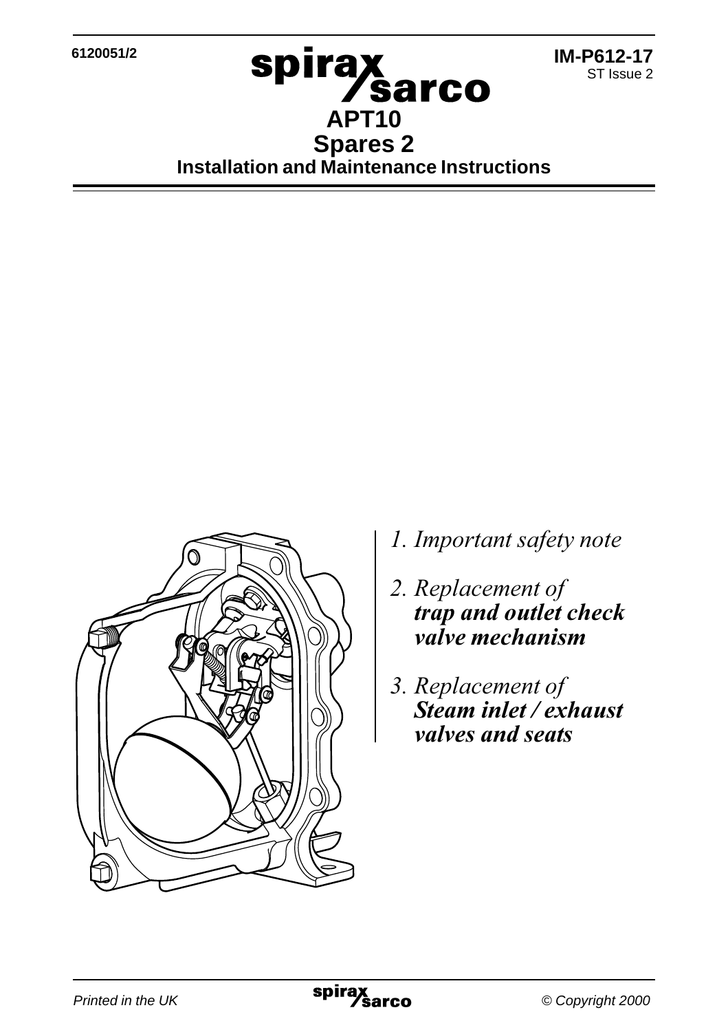6120051/2

**IM-P612-17**
ST Issue 2

# APT10
# Spares 2
## Installation and Maintenance Instructions

1. Important safety note

2. Replacement of ***trap and outlet check valve mechanism***

3. Replacement of ***Steam inlet / exhaust valves and seats***

*Printed in the UK* © Copyright 2000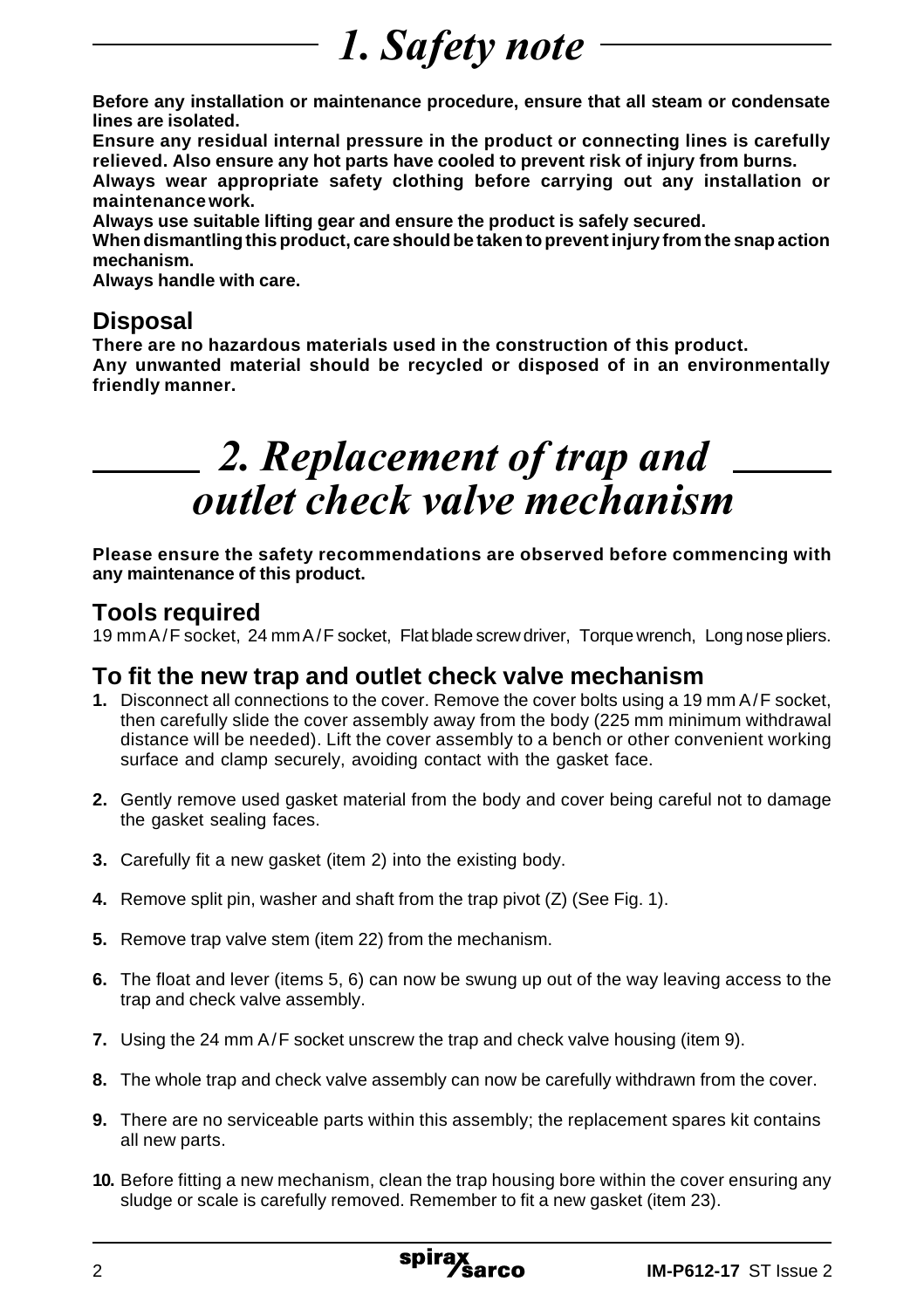# *1. Safety note*

**Before any installation or maintenance procedure, ensure that all steam or condensate lines are isolated.**

**Ensure any residual internal pressure in the product or connecting lines is carefully relieved. Also ensure any hot parts have cooled to prevent risk of injury from burns.**

**Always wear appropriate safety clothing before carrying out any installation or maintenance work.**

**Always use suitable lifting gear and ensure the product is safely secured.**

**When dismantling this product, care should be taken to prevent injury from the snap action mechanism.**

**Always handle with care.**

## Disposal

**There are no hazardous materials used in the construction of this product.**

**Any unwanted material should be recycled or disposed of in an environmentally friendly manner.**

# *2. Replacement of trap and outlet check valve mechanism*

**Please ensure the safety recommendations are observed before commencing with any maintenance of this product.**

## Tools required

19 mm A/F socket, 24 mm A/F socket, Flat blade screw driver, Torque wrench, Long nose pliers.

## To fit the new trap and outlet check valve mechanism

**1.** Disconnect all connections to the cover. Remove the cover bolts using a 19 mm A/F socket, then carefully slide the cover assembly away from the body (225 mm minimum withdrawal distance will be needed). Lift the cover assembly to a bench or other convenient working surface and clamp securely, avoiding contact with the gasket face.

**2.** Gently remove used gasket material from the body and cover being careful not to damage the gasket sealing faces.

**3.** Carefully fit a new gasket (item 2) into the existing body.

**4.** Remove split pin, washer and shaft from the trap pivot (Z) (See Fig. 1).

**5.** Remove trap valve stem (item 22) from the mechanism.

**6.** The float and lever (items 5, 6) can now be swung up out of the way leaving access to the trap and check valve assembly.

**7.** Using the 24 mm A/F socket unscrew the trap and check valve housing (item 9).

**8.** The whole trap and check valve assembly can now be carefully withdrawn from the cover.

**9.** There are no serviceable parts within this assembly; the replacement spares kit contains all new parts.

**10.** Before fitting a new mechanism, clean the trap housing bore within the cover ensuring any sludge or scale is carefully removed. Remember to fit a new gasket (item 23).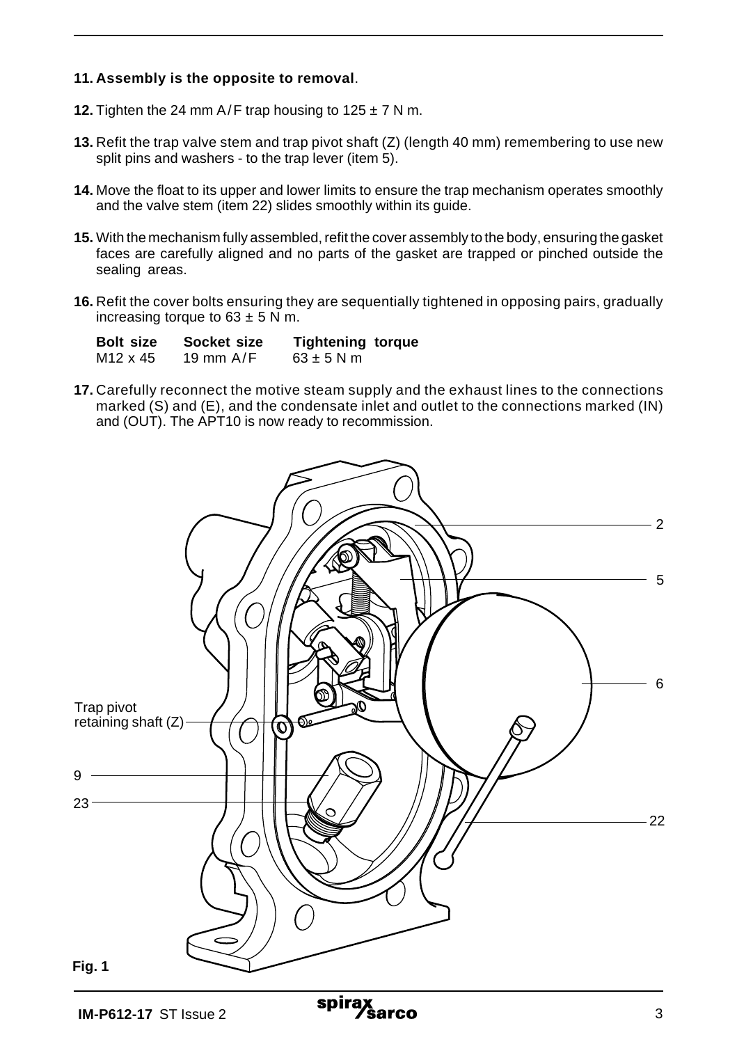**11. Assembly is the opposite to removal**.

**12.** Tighten the 24 mm A/F trap housing to 125 ± 7 N m.

**13.** Refit the trap valve stem and trap pivot shaft (Z) (length 40 mm) remembering to use new split pins and washers - to the trap lever (item 5).

**14.** Move the float to its upper and lower limits to ensure the trap mechanism operates smoothly and the valve stem (item 22) slides smoothly within its guide.

**15.** With the mechanism fully assembled, refit the cover assembly to the body, ensuring the gasket faces are carefully aligned and no parts of the gasket are trapped or pinched outside the sealing areas.

**16.** Refit the cover bolts ensuring they are sequentially tightened in opposing pairs, gradually increasing torque to 63 ± 5 N m.

| Bolt size | Socket size | Tightening torque |
|---|---|---|
| M12 x 45 | 19 mm A/F | 63 ± 5 N m |

**17.** Carefully reconnect the motive steam supply and the exhaust lines to the connections marked (S) and (E), and the condensate inlet and outlet to the connections marked (IN) and (OUT). The APT10 is now ready to recommission.

**Fig. 1**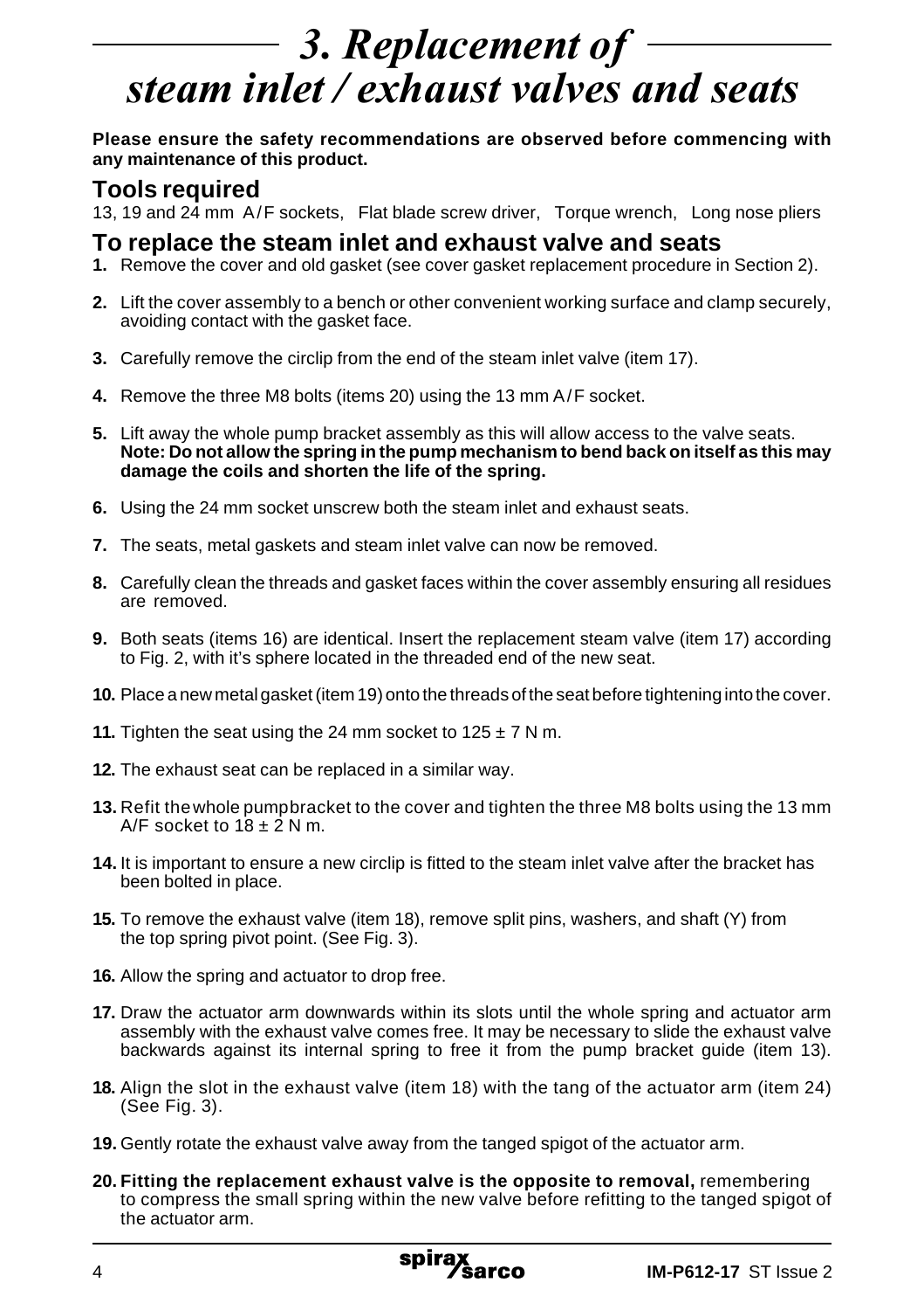# 3. Replacement of steam inlet / exhaust valves and seats

**Please ensure the safety recommendations are observed before commencing with any maintenance of this product.**

## Tools required

13, 19 and 24 mm A/F sockets, Flat blade screw driver, Torque wrench, Long nose pliers

## To replace the steam inlet and exhaust valve and seats

**1.** Remove the cover and old gasket (see cover gasket replacement procedure in Section 2).

**2.** Lift the cover assembly to a bench or other convenient working surface and clamp securely, avoiding contact with the gasket face.

**3.** Carefully remove the circlip from the end of the steam inlet valve (item 17).

**4.** Remove the three M8 bolts (items 20) using the 13 mm A/F socket.

**5.** Lift away the whole pump bracket assembly as this will allow access to the valve seats.
**Note: Do not allow the spring in the pump mechanism to bend back on itself as this may damage the coils and shorten the life of the spring.**

**6.** Using the 24 mm socket unscrew both the steam inlet and exhaust seats.

**7.** The seats, metal gaskets and steam inlet valve can now be removed.

**8.** Carefully clean the threads and gasket faces within the cover assembly ensuring all residues are removed.

**9.** Both seats (items 16) are identical. Insert the replacement steam valve (item 17) according to Fig. 2, with it's sphere located in the threaded end of the new seat.

**10.** Place a new metal gasket (item 19) onto the threads of the seat before tightening into the cover.

**11.** Tighten the seat using the 24 mm socket to $125 \pm 7$ N m.

**12.** The exhaust seat can be replaced in a similar way.

**13.** Refit the whole pump bracket to the cover and tighten the three M8 bolts using the 13 mm A/F socket to $18 \pm 2$ N m.

**14.** It is important to ensure a new circlip is fitted to the steam inlet valve after the bracket has been bolted in place.

**15.** To remove the exhaust valve (item 18), remove split pins, washers, and shaft (Y) from the top spring pivot point. (See Fig. 3).

**16.** Allow the spring and actuator to drop free.

**17.** Draw the actuator arm downwards within its slots until the whole spring and actuator arm assembly with the exhaust valve comes free. It may be necessary to slide the exhaust valve backwards against its internal spring to free it from the pump bracket guide (item 13).

**18.** Align the slot in the exhaust valve (item 18) with the tang of the actuator arm (item 24) (See Fig. 3).

**19.** Gently rotate the exhaust valve away from the tanged spigot of the actuator arm.

**20. Fitting the replacement exhaust valve is the opposite to removal,** remembering to compress the small spring within the new valve before refitting to the tanged spigot of the actuator arm.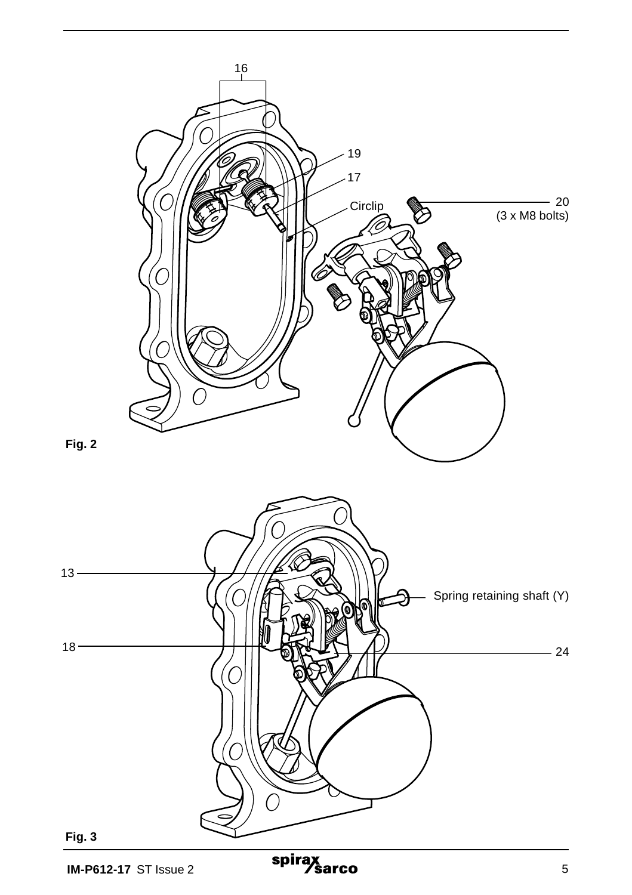16

19

17

Circlip

20
(3 x M8 bolts)

**Fig. 2**

13

Spring retaining shaft (Y)

18

24

**Fig. 3**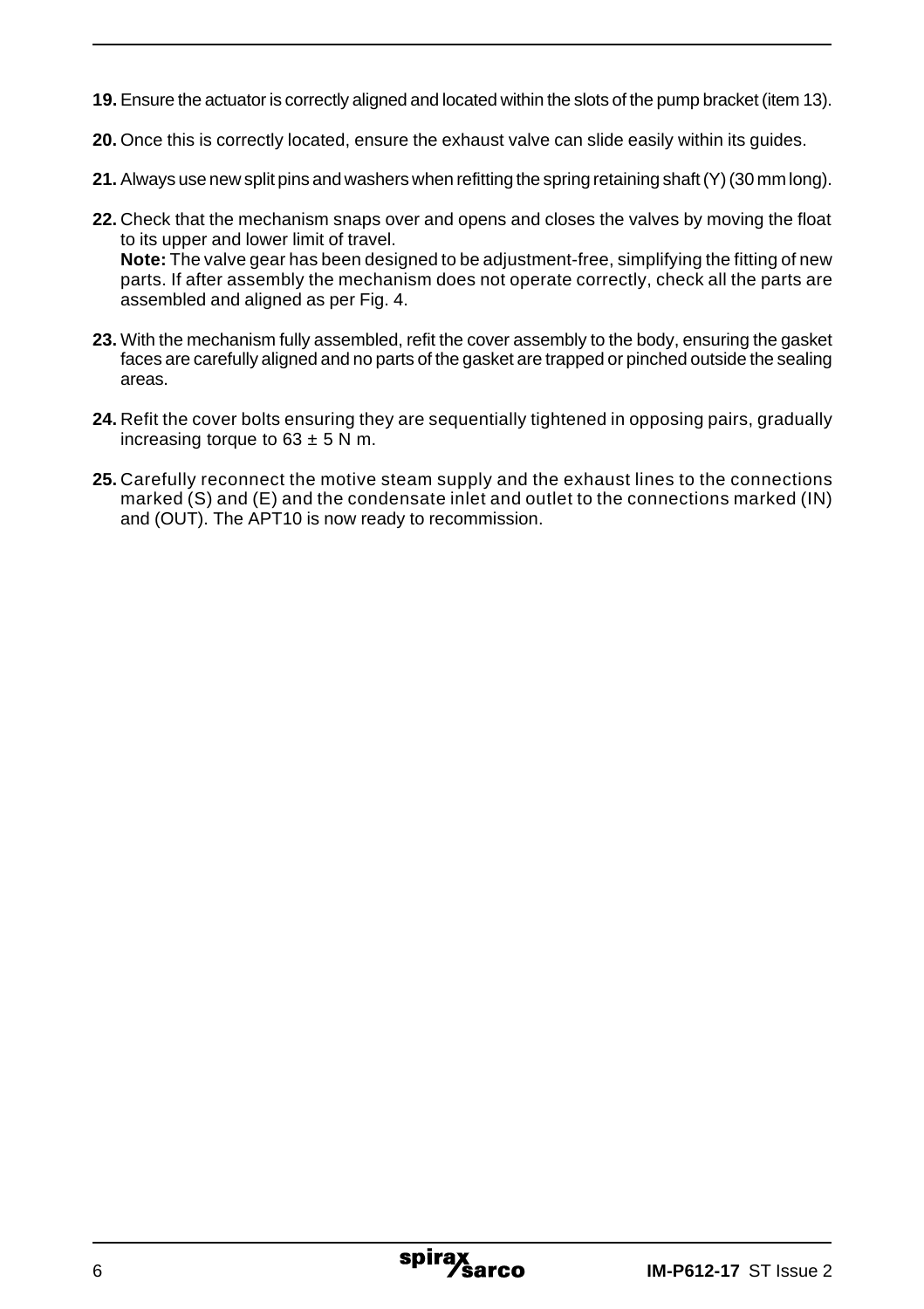**19.** Ensure the actuator is correctly aligned and located within the slots of the pump bracket (item 13).

**20.** Once this is correctly located, ensure the exhaust valve can slide easily within its guides.

**21.** Always use new split pins and washers when refitting the spring retaining shaft (Y) (30 mm long).

**22.** Check that the mechanism snaps over and opens and closes the valves by moving the float to its upper and lower limit of travel.
**Note:** The valve gear has been designed to be adjustment-free, simplifying the fitting of new parts. If after assembly the mechanism does not operate correctly, check all the parts are assembled and aligned as per Fig. 4.

**23.** With the mechanism fully assembled, refit the cover assembly to the body, ensuring the gasket faces are carefully aligned and no parts of the gasket are trapped or pinched outside the sealing areas.

**24.** Refit the cover bolts ensuring they are sequentially tightened in opposing pairs, gradually increasing torque to $63 \pm 5$ N m.

**25.** Carefully reconnect the motive steam supply and the exhaust lines to the connections marked (S) and (E) and the condensate inlet and outlet to the connections marked (IN) and (OUT). The APT10 is now ready to recommission.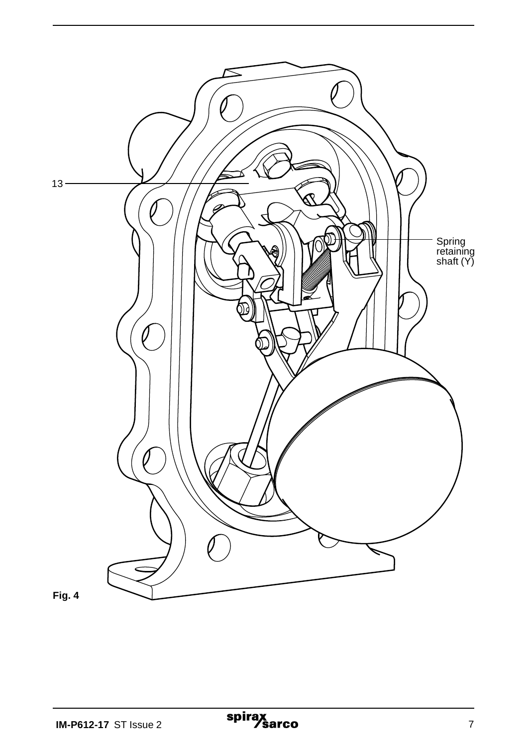13

Spring retaining shaft (Y)

**Fig. 4**